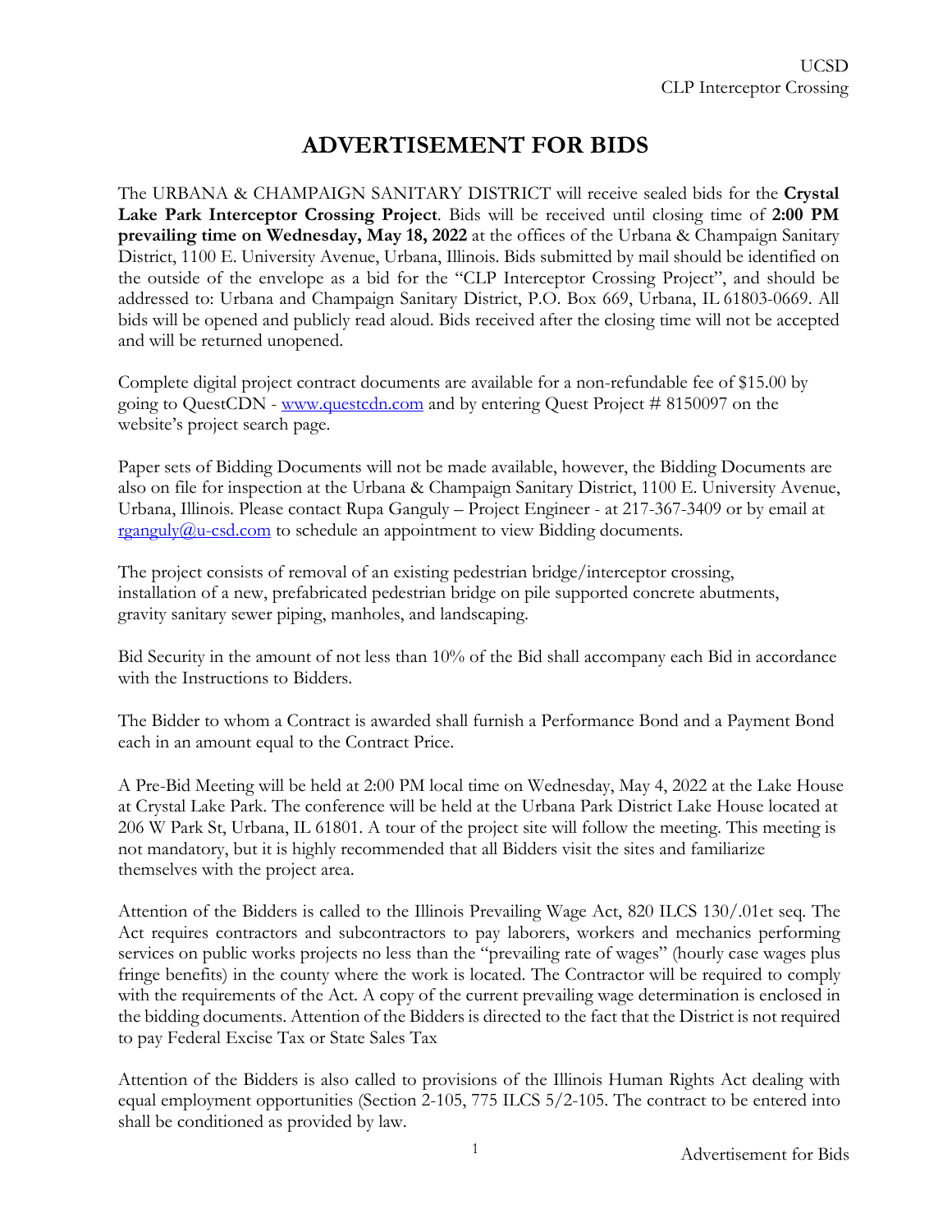# ADVERTISEMENT FOR BIDS

The URBANA & CHAMPAIGN SANITARY DISTRICT will receive sealed bids for the **Crystal Lake Park Interceptor Crossing Project**. Bids will be received until closing time of **2:00 PM prevailing time on Wednesday, May 18, 2022** at the offices of the Urbana & Champaign Sanitary District, 1100 E. University Avenue, Urbana, Illinois. Bids submitted by mail should be identified on the outside of the envelope as a bid for the "CLP Interceptor Crossing Project", and should be addressed to: Urbana and Champaign Sanitary District, P.O. Box 669, Urbana, IL 61803-0669. All bids will be opened and publicly read aloud. Bids received after the closing time will not be accepted and will be returned unopened.

Complete digital project contract documents are available for a non-refundable fee of $15.00 by going to QuestCDN - [www.questcdn.com](http://www.questcdn.com) and by entering Quest Project # 8150097 on the website's project search page.

Paper sets of Bidding Documents will not be made available, however, the Bidding Documents are also on file for inspection at the Urbana & Champaign Sanitary District, 1100 E. University Avenue, Urbana, Illinois. Please contact Rupa Ganguly – Project Engineer - at 217-367-3409 or by email at [rganguly@u-csd.com](mailto:rganguly@u-csd.com) to schedule an appointment to view Bidding documents.

The project consists of removal of an existing pedestrian bridge/interceptor crossing, installation of a new, prefabricated pedestrian bridge on pile supported concrete abutments, gravity sanitary sewer piping, manholes, and landscaping.

Bid Security in the amount of not less than 10% of the Bid shall accompany each Bid in accordance with the Instructions to Bidders.

The Bidder to whom a Contract is awarded shall furnish a Performance Bond and a Payment Bond each in an amount equal to the Contract Price.

A Pre-Bid Meeting will be held at 2:00 PM local time on Wednesday, May 4, 2022 at the Lake House at Crystal Lake Park. The conference will be held at the Urbana Park District Lake House located at 206 W Park St, Urbana, IL 61801. A tour of the project site will follow the meeting. This meeting is not mandatory, but it is highly recommended that all Bidders visit the sites and familiarize themselves with the project area.

Attention of the Bidders is called to the Illinois Prevailing Wage Act, 820 ILCS 130/.01et seq. The Act requires contractors and subcontractors to pay laborers, workers and mechanics performing services on public works projects no less than the "prevailing rate of wages" (hourly case wages plus fringe benefits) in the county where the work is located. The Contractor will be required to comply with the requirements of the Act. A copy of the current prevailing wage determination is enclosed in the bidding documents. Attention of the Bidders is directed to the fact that the District is not required to pay Federal Excise Tax or State Sales Tax

Attention of the Bidders is also called to provisions of the Illinois Human Rights Act dealing with equal employment opportunities (Section 2-105, 775 ILCS 5/2-105. The contract to be entered into shall be conditioned as provided by law.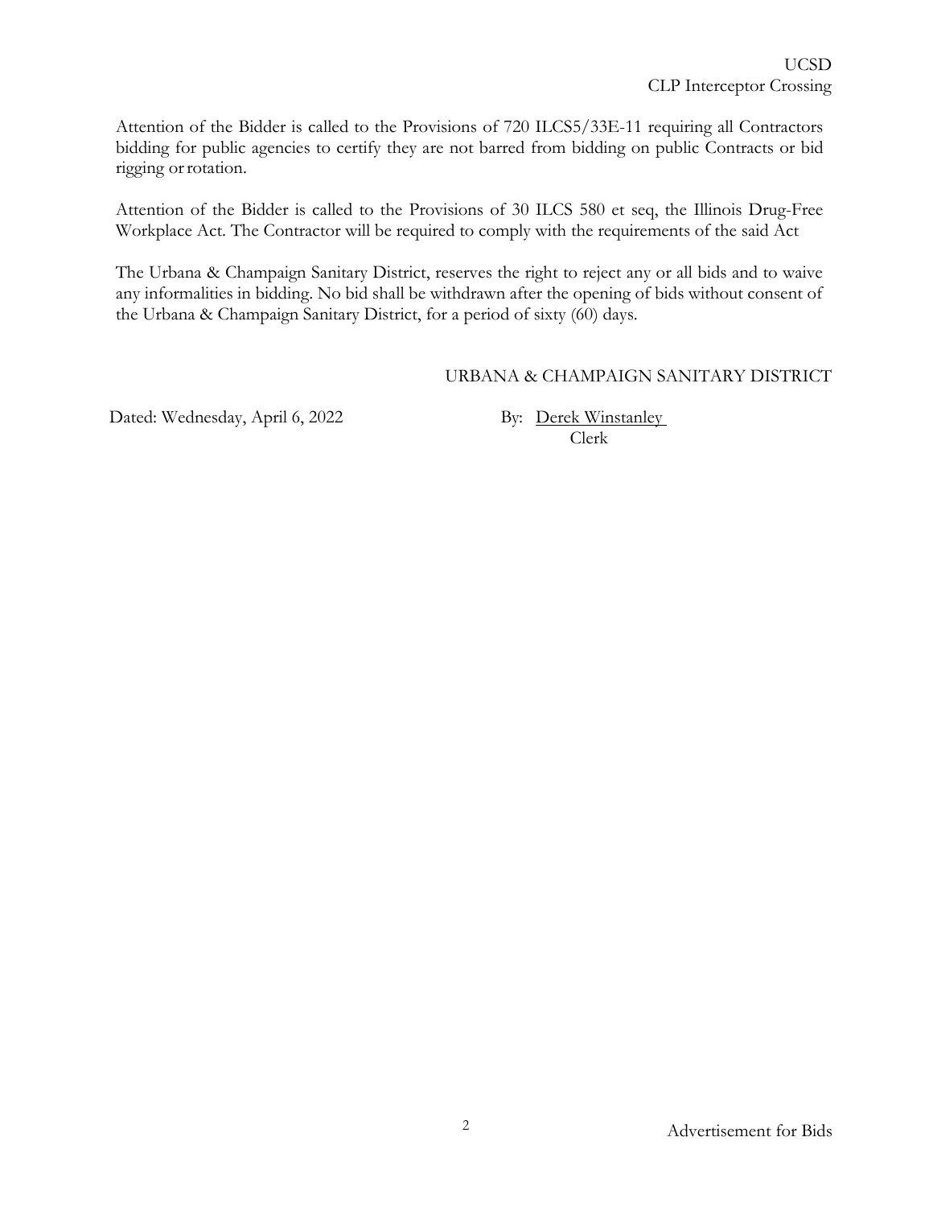Attention of the Bidder is called to the Provisions of 720 ILCS5/33E-11 requiring all Contractors bidding for public agencies to certify they are not barred from bidding on public Contracts or bid rigging or rotation.

Attention of the Bidder is called to the Provisions of 30 ILCS 580 et seq, the Illinois Drug-Free Workplace Act. The Contractor will be required to comply with the requirements of the said Act

The Urbana & Champaign Sanitary District, reserves the right to reject any or all bids and to waive any informalities in bidding. No bid shall be withdrawn after the opening of bids without consent of the Urbana & Champaign Sanitary District, for a period of sixty (60) days.

URBANA & CHAMPAIGN SANITARY DISTRICT

Dated: Wednesday, April 6, 2022

By: Derek Winstanley
Clerk